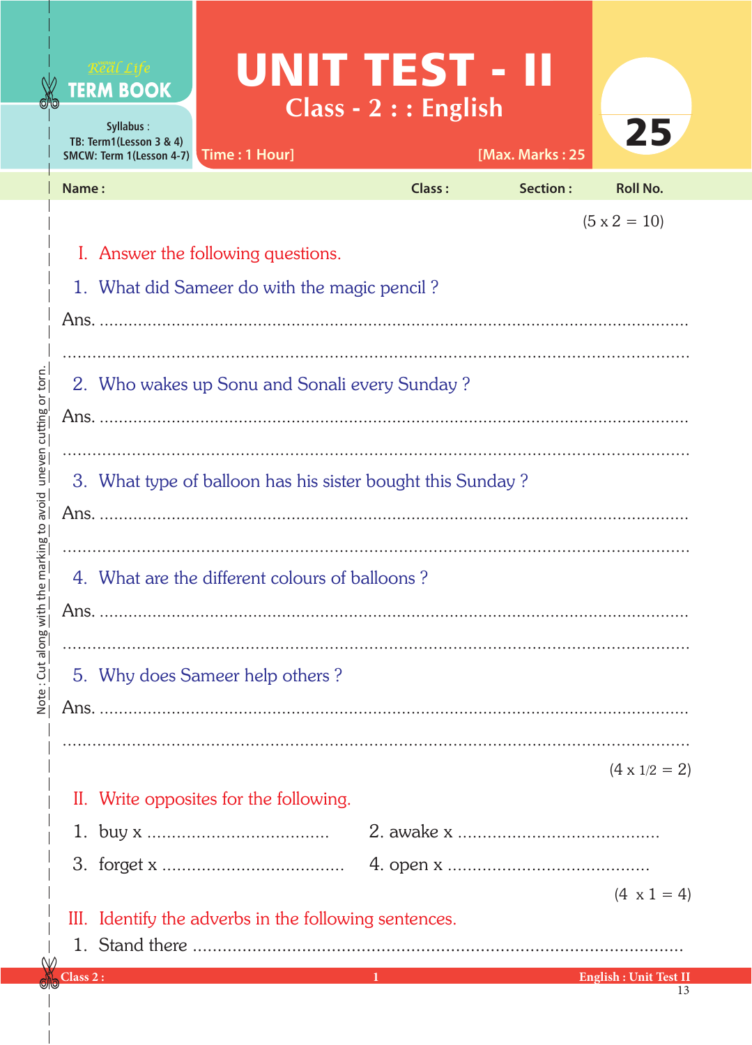Real Life
TERM BOOK

Syllabus :
TB: Term1(Lesson 3 & 4)
SMCW: Term 1(Lesson 4-7)

# UNIT TEST - II

## Class - 2 : : English

Time : 1 Hour] [Max. Marks : 25

25

Name : Class : Section : Roll No.

(5 x 2 = 10)

## I. Answer the following questions.

1. What did Sameer do with the magic pencil ?

Ans. ..........................................................................................................

..........................................................................................................

2. Who wakes up Sonu and Sonali every Sunday ?

Ans. ..........................................................................................................

..........................................................................................................

3. What type of balloon has his sister bought this Sunday ?

Ans. ..........................................................................................................

..........................................................................................................

4. What are the different colours of balloons ?

Ans. ..........................................................................................................

..........................................................................................................

5. Why does Sameer help others ?

Ans. ..........................................................................................................

..........................................................................................................

(4 x 1/2 = 2)

## II. Write opposites for the following.

1. buy x ....................................
2. awake x ........................................
3. forget x ....................................
4. open x ........................................

(4 x 1 = 4)

## III. Identify the adverbs in the following sentences.

1. Stand there ..........................................................................................

Note : Cut along with the marking to avoid uneven cutting or torn.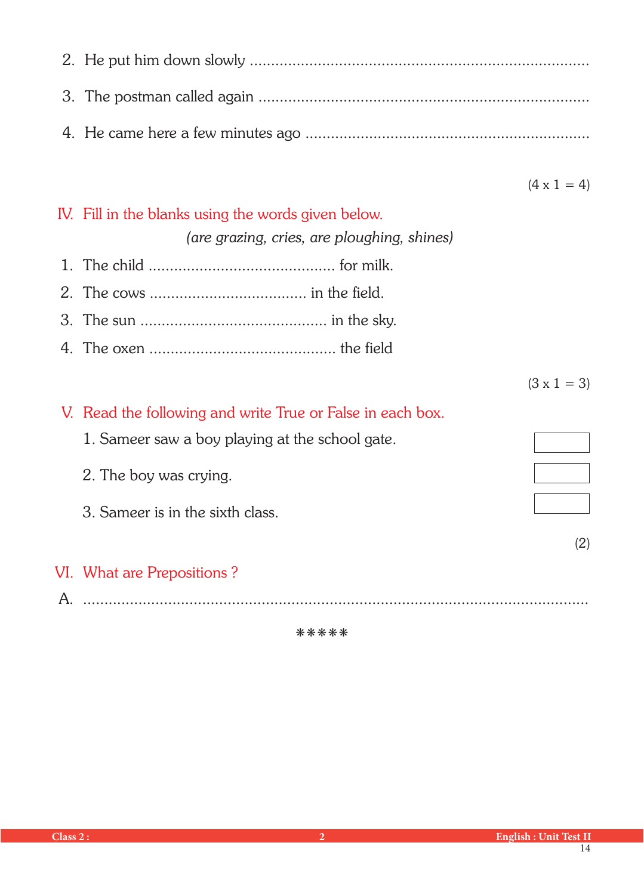2. He put him down slowly ..............................................................................

3. The postman called again ...........................................................................

4. He came here a few minutes ago .................................................................

(4 x 1 = 4)

## IV. Fill in the blanks using the words given below.

*(are grazing, cries, are ploughing, shines)*

1. The child ........................................... for milk.
2. The cows .................................... in the field.
3. The sun ........................................... in the sky.
4. The oxen ........................................... the field

(3 x 1 = 3)

## V. Read the following and write True or False in each box.

1. Sameer saw a boy playing at the school gate. [ ]
2. The boy was crying. [ ]
3. Sameer is in the sixth class. [ ]

(2)

## VI. What are Prepositions ?

A. ..........................................................................................................

*****